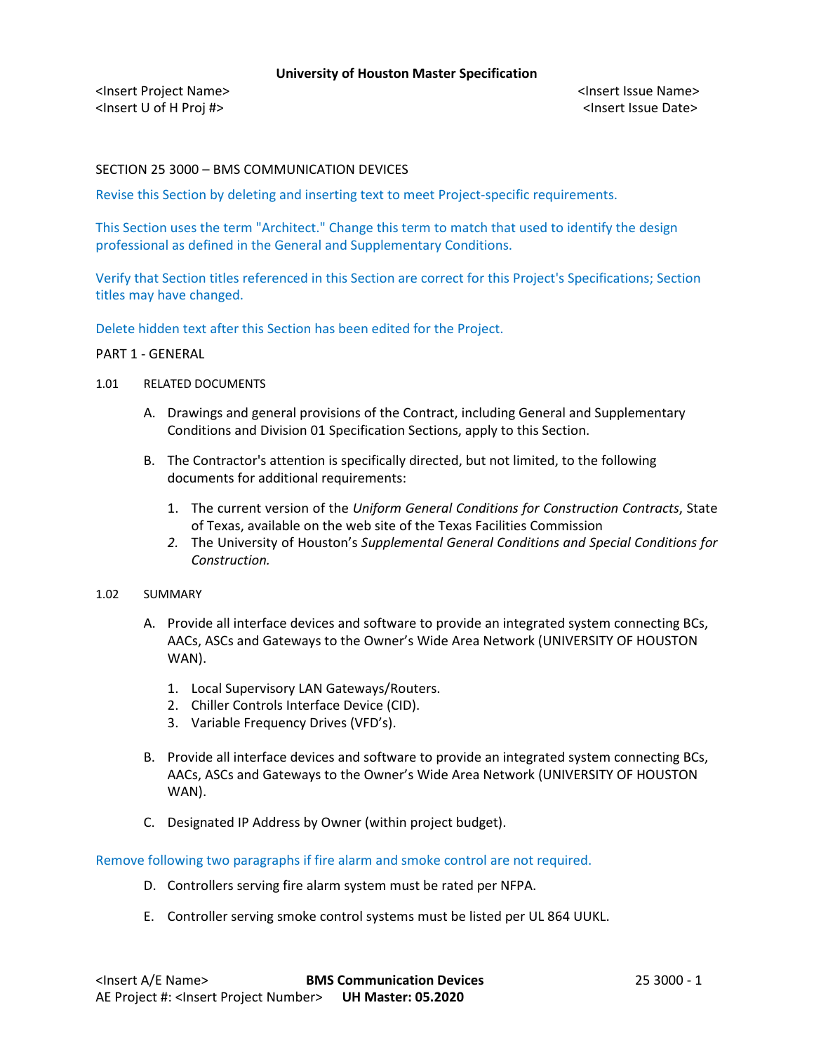**University of Houston Master Specification**

<Insert Project Name>
<Insert U of H Proj #>

<Insert Issue Name>
<Insert Issue Date>

# SECTION 25 3000 – BMS COMMUNICATION DEVICES

Revise this Section by deleting and inserting text to meet Project-specific requirements.

This Section uses the term "Architect." Change this term to match that used to identify the design professional as defined in the General and Supplementary Conditions.

Verify that Section titles referenced in this Section are correct for this Project's Specifications; Section titles may have changed.

Delete hidden text after this Section has been edited for the Project.

## PART 1 - GENERAL

### 1.01 RELATED DOCUMENTS

A. Drawings and general provisions of the Contract, including General and Supplementary Conditions and Division 01 Specification Sections, apply to this Section.

B. The Contractor's attention is specifically directed, but not limited, to the following documents for additional requirements:

1. The current version of the *Uniform General Conditions for Construction Contracts*, State of Texas, available on the web site of the Texas Facilities Commission
2. The University of Houston's *Supplemental General Conditions and Special Conditions for Construction.*

### 1.02 SUMMARY

A. Provide all interface devices and software to provide an integrated system connecting BCs, AACs, ASCs and Gateways to the Owner's Wide Area Network (UNIVERSITY OF HOUSTON WAN).

1. Local Supervisory LAN Gateways/Routers.
2. Chiller Controls Interface Device (CID).
3. Variable Frequency Drives (VFD's).

B. Provide all interface devices and software to provide an integrated system connecting BCs, AACs, ASCs and Gateways to the Owner's Wide Area Network (UNIVERSITY OF HOUSTON WAN).

C. Designated IP Address by Owner (within project budget).

Remove following two paragraphs if fire alarm and smoke control are not required.

D. Controllers serving fire alarm system must be rated per NFPA.

E. Controller serving smoke control systems must be listed per UL 864 UUKL.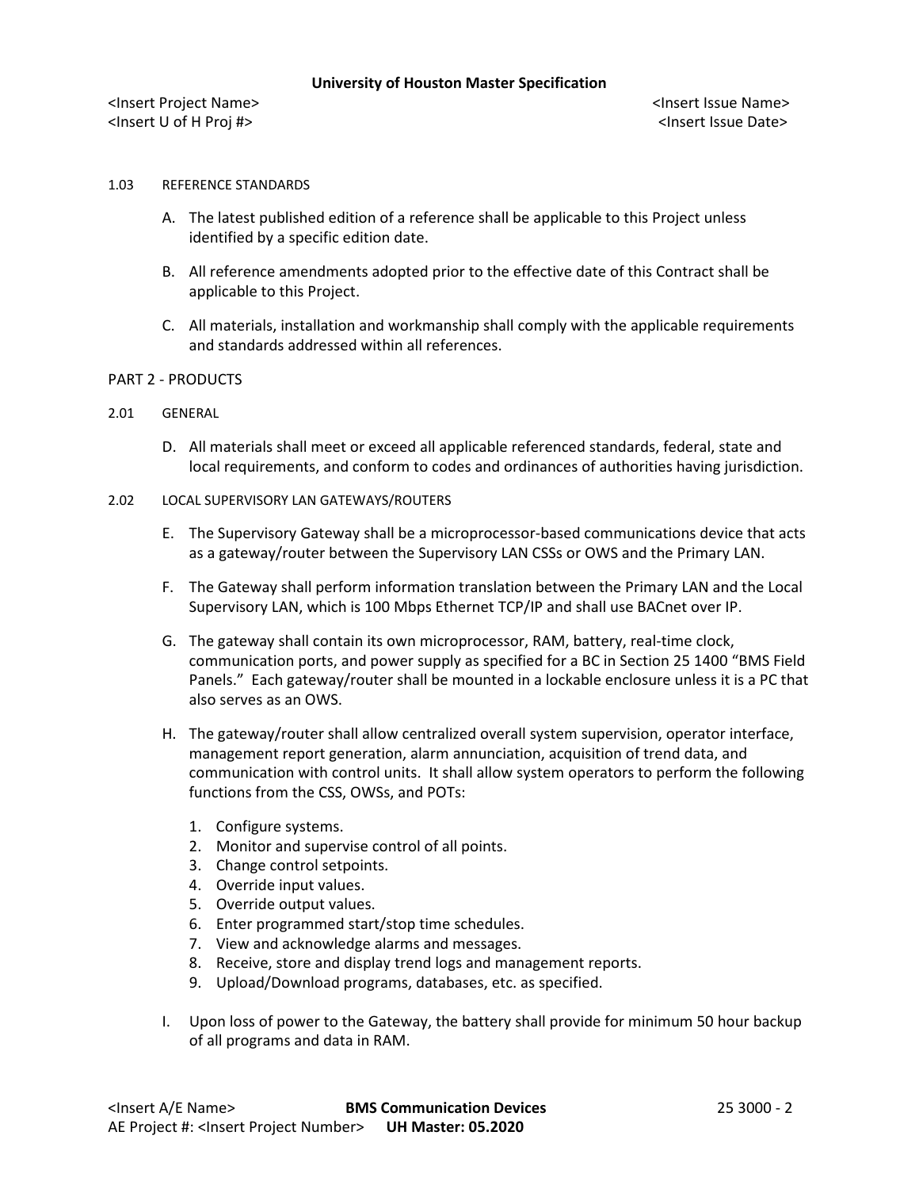1.03 REFERENCE STANDARDS

A. The latest published edition of a reference shall be applicable to this Project unless identified by a specific edition date.

B. All reference amendments adopted prior to the effective date of this Contract shall be applicable to this Project.

C. All materials, installation and workmanship shall comply with the applicable requirements and standards addressed within all references.

## PART 2 - PRODUCTS

2.01 GENERAL

D. All materials shall meet or exceed all applicable referenced standards, federal, state and local requirements, and conform to codes and ordinances of authorities having jurisdiction.

2.02 LOCAL SUPERVISORY LAN GATEWAYS/ROUTERS

E. The Supervisory Gateway shall be a microprocessor-based communications device that acts as a gateway/router between the Supervisory LAN CSSs or OWS and the Primary LAN.

F. The Gateway shall perform information translation between the Primary LAN and the Local Supervisory LAN, which is 100 Mbps Ethernet TCP/IP and shall use BACnet over IP.

G. The gateway shall contain its own microprocessor, RAM, battery, real-time clock, communication ports, and power supply as specified for a BC in Section 25 1400 "BMS Field Panels." Each gateway/router shall be mounted in a lockable enclosure unless it is a PC that also serves as an OWS.

H. The gateway/router shall allow centralized overall system supervision, operator interface, management report generation, alarm annunciation, acquisition of trend data, and communication with control units. It shall allow system operators to perform the following functions from the CSS, OWSs, and POTs:

1. Configure systems.
2. Monitor and supervise control of all points.
3. Change control setpoints.
4. Override input values.
5. Override output values.
6. Enter programmed start/stop time schedules.
7. View and acknowledge alarms and messages.
8. Receive, store and display trend logs and management reports.
9. Upload/Download programs, databases, etc. as specified.

I. Upon loss of power to the Gateway, the battery shall provide for minimum 50 hour backup of all programs and data in RAM.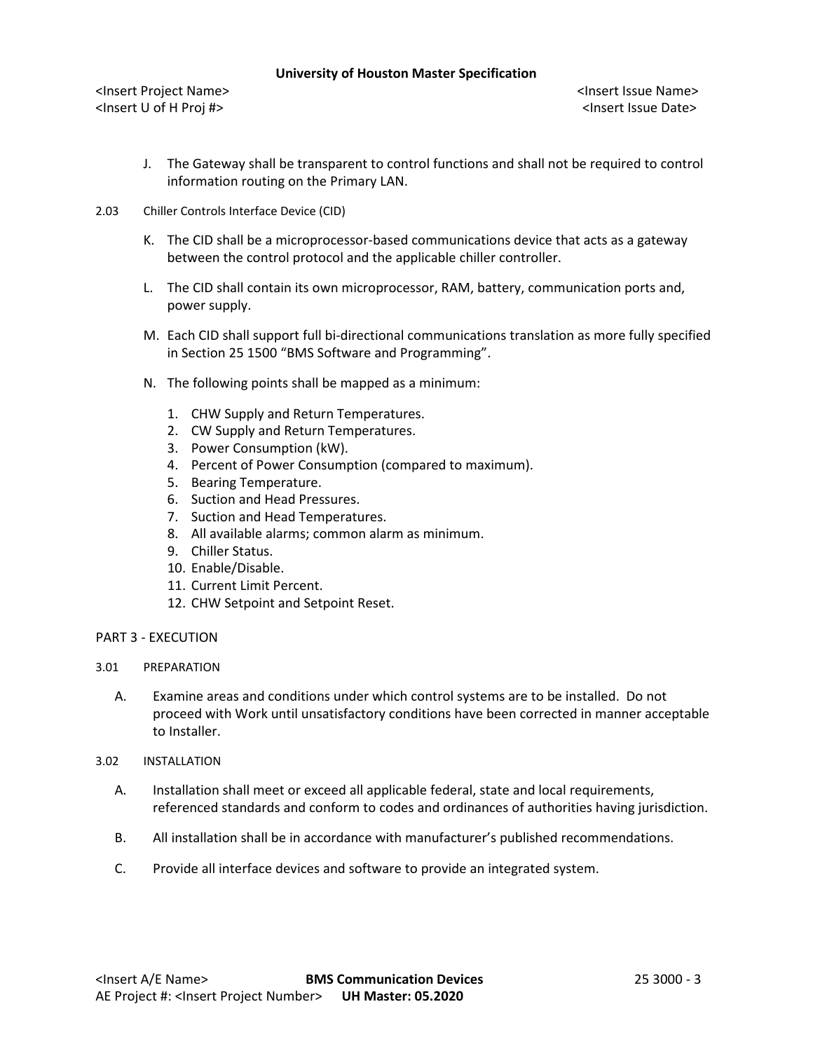J. The Gateway shall be transparent to control functions and shall not be required to control information routing on the Primary LAN.

2.03 Chiller Controls Interface Device (CID)

K. The CID shall be a microprocessor-based communications device that acts as a gateway between the control protocol and the applicable chiller controller.

L. The CID shall contain its own microprocessor, RAM, battery, communication ports and, power supply.

M. Each CID shall support full bi-directional communications translation as more fully specified in Section 25 1500 "BMS Software and Programming".

N. The following points shall be mapped as a minimum:

1. CHW Supply and Return Temperatures.
2. CW Supply and Return Temperatures.
3. Power Consumption (kW).
4. Percent of Power Consumption (compared to maximum).
5. Bearing Temperature.
6. Suction and Head Pressures.
7. Suction and Head Temperatures.
8. All available alarms; common alarm as minimum.
9. Chiller Status.
10. Enable/Disable.
11. Current Limit Percent.
12. CHW Setpoint and Setpoint Reset.

## PART 3 - EXECUTION

3.01 PREPARATION

A. Examine areas and conditions under which control systems are to be installed. Do not proceed with Work until unsatisfactory conditions have been corrected in manner acceptable to Installer.

3.02 INSTALLATION

A. Installation shall meet or exceed all applicable federal, state and local requirements, referenced standards and conform to codes and ordinances of authorities having jurisdiction.

B. All installation shall be in accordance with manufacturer's published recommendations.

C. Provide all interface devices and software to provide an integrated system.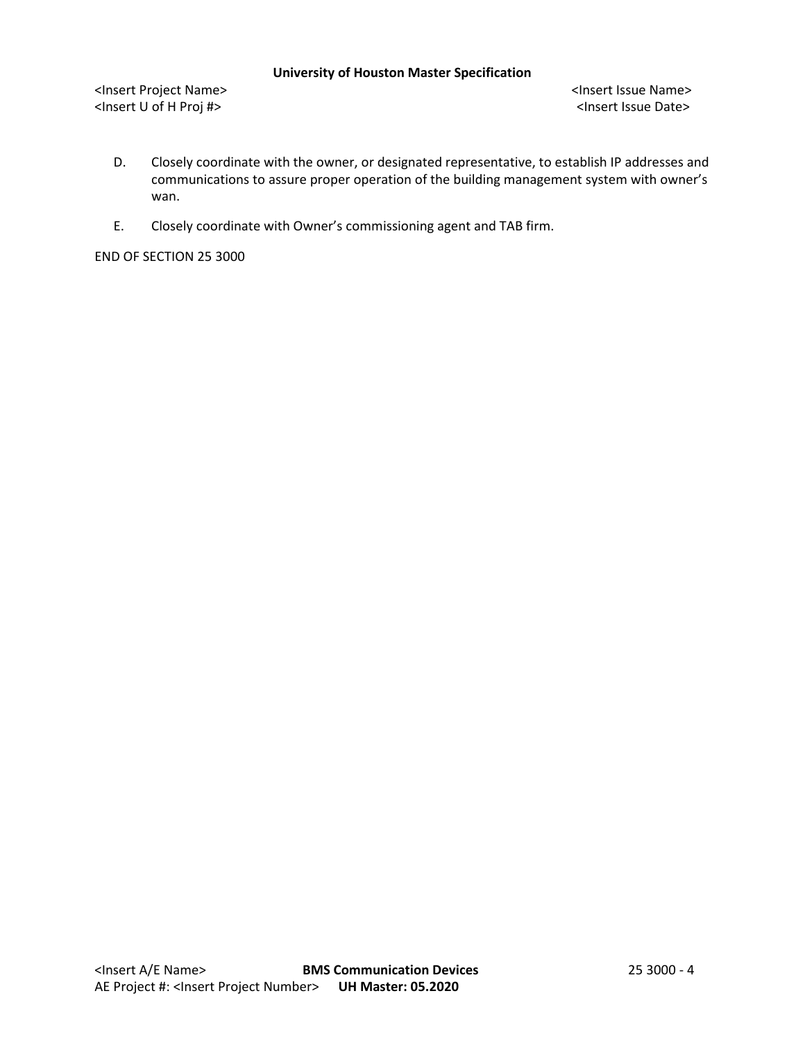D. Closely coordinate with the owner, or designated representative, to establish IP addresses and communications to assure proper operation of the building management system with owner's wan.

E. Closely coordinate with Owner's commissioning agent and TAB firm.

END OF SECTION 25 3000